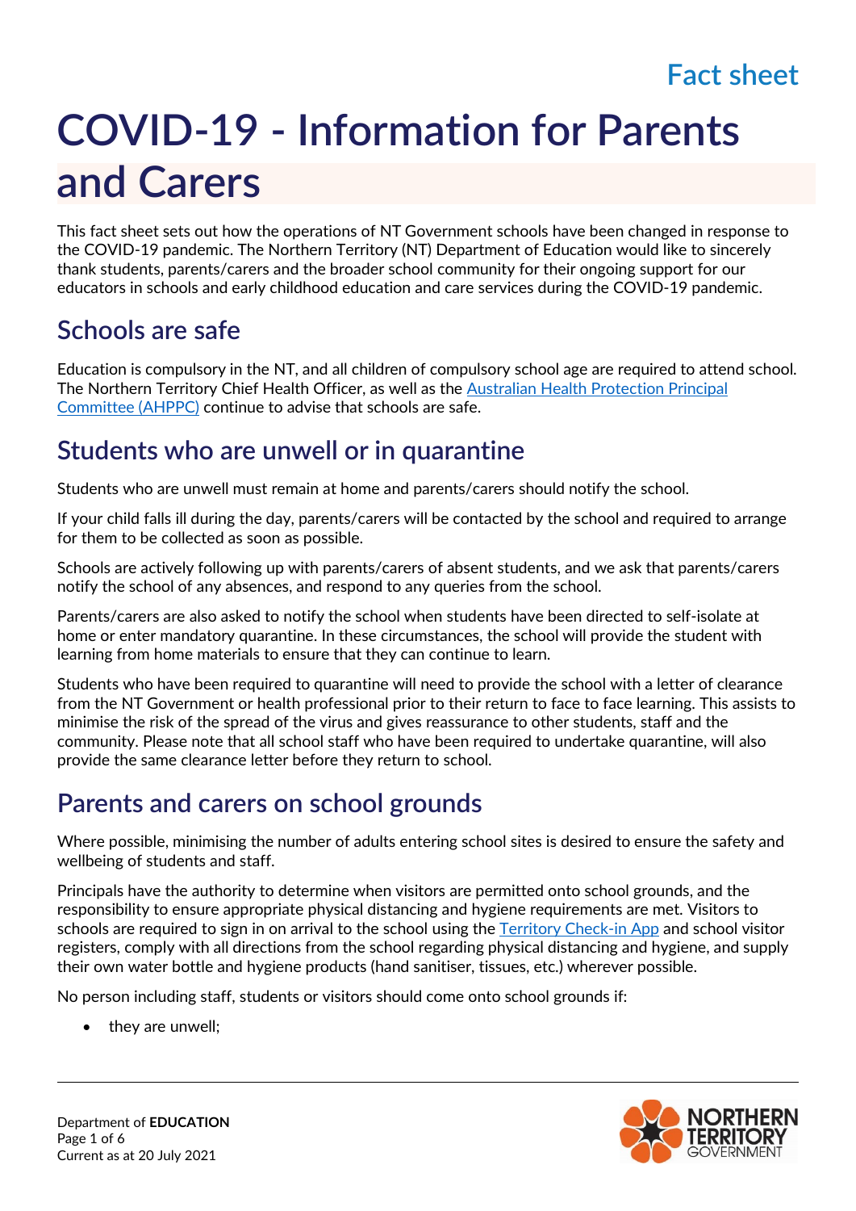Fact sheet

# COVID-19 - Information for Parents and Carers

This fact sheet sets out how the operations of NT Government schools have been changed in response to the COVID-19 pandemic. The Northern Territory (NT) Department of Education would like to sincerely thank students, parents/carers and the broader school community for their ongoing support for our educators in schools and early childhood education and care services during the COVID-19 pandemic.

## Schools are safe

Education is compulsory in the NT, and all children of compulsory school age are required to attend school. The Northern Territory Chief Health Officer, as well as the Australian Health Protection Principal Committee (AHPPC) continue to advise that schools are safe.

## Students who are unwell or in quarantine

Students who are unwell must remain at home and parents/carers should notify the school.

If your child falls ill during the day, parents/carers will be contacted by the school and required to arrange for them to be collected as soon as possible.

Schools are actively following up with parents/carers of absent students, and we ask that parents/carers notify the school of any absences, and respond to any queries from the school.

Parents/carers are also asked to notify the school when students have been directed to self-isolate at home or enter mandatory quarantine. In these circumstances, the school will provide the student with learning from home materials to ensure that they can continue to learn.

Students who have been required to quarantine will need to provide the school with a letter of clearance from the NT Government or health professional prior to their return to face to face learning. This assists to minimise the risk of the spread of the virus and gives reassurance to other students, staff and the community. Please note that all school staff who have been required to undertake quarantine, will also provide the same clearance letter before they return to school.

## Parents and carers on school grounds

Where possible, minimising the number of adults entering school sites is desired to ensure the safety and wellbeing of students and staff.

Principals have the authority to determine when visitors are permitted onto school grounds, and the responsibility to ensure appropriate physical distancing and hygiene requirements are met. Visitors to schools are required to sign in on arrival to the school using the Territory Check-in App and school visitor registers, comply with all directions from the school regarding physical distancing and hygiene, and supply their own water bottle and hygiene products (hand sanitiser, tissues, etc.) wherever possible.

No person including staff, students or visitors should come onto school grounds if:

- they are unwell;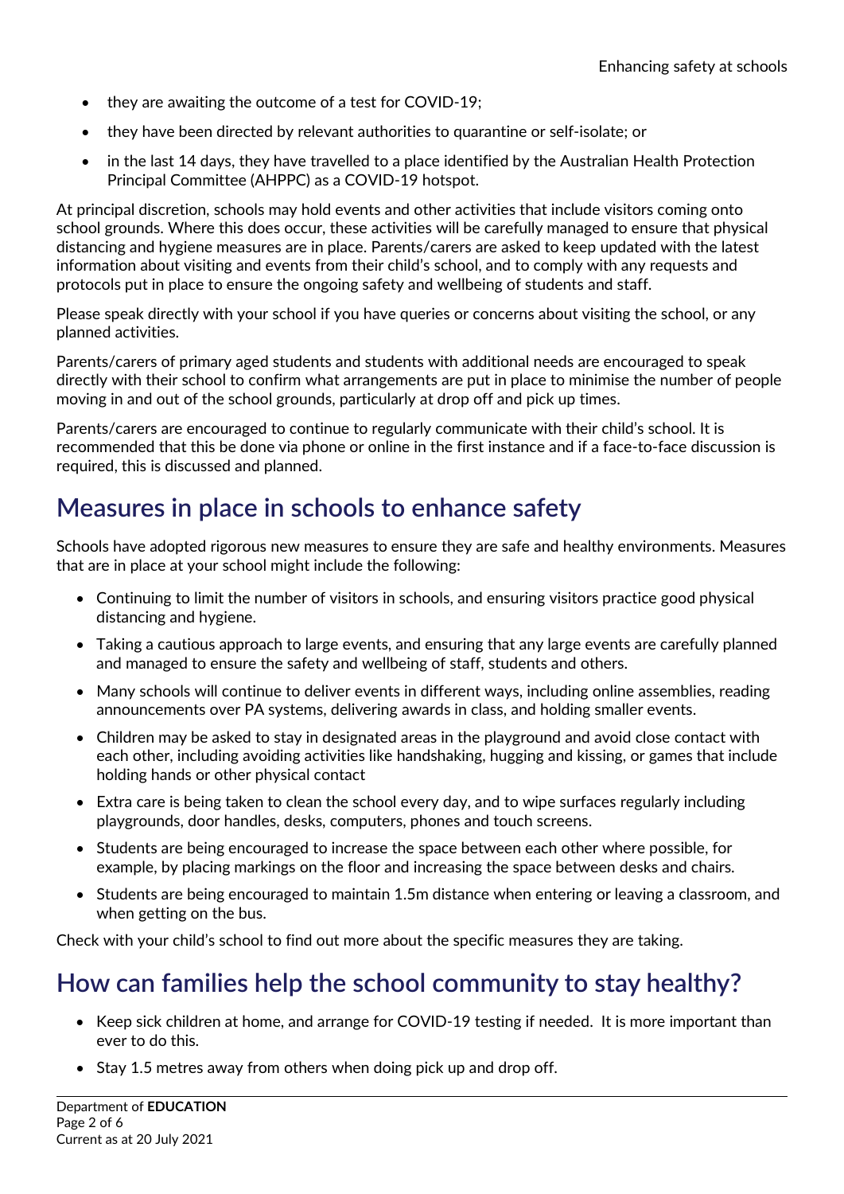- they are awaiting the outcome of a test for COVID-19;
- they have been directed by relevant authorities to quarantine or self-isolate; or
- in the last 14 days, they have travelled to a place identified by the Australian Health Protection Principal Committee (AHPPC) as a COVID-19 hotspot.

At principal discretion, schools may hold events and other activities that include visitors coming onto school grounds. Where this does occur, these activities will be carefully managed to ensure that physical distancing and hygiene measures are in place. Parents/carers are asked to keep updated with the latest information about visiting and events from their child's school, and to comply with any requests and protocols put in place to ensure the ongoing safety and wellbeing of students and staff.

Please speak directly with your school if you have queries or concerns about visiting the school, or any planned activities.

Parents/carers of primary aged students and students with additional needs are encouraged to speak directly with their school to confirm what arrangements are put in place to minimise the number of people moving in and out of the school grounds, particularly at drop off and pick up times.

Parents/carers are encouraged to continue to regularly communicate with their child's school. It is recommended that this be done via phone or online in the first instance and if a face-to-face discussion is required, this is discussed and planned.

## Measures in place in schools to enhance safety

Schools have adopted rigorous new measures to ensure they are safe and healthy environments. Measures that are in place at your school might include the following:

- Continuing to limit the number of visitors in schools, and ensuring visitors practice good physical distancing and hygiene.
- Taking a cautious approach to large events, and ensuring that any large events are carefully planned and managed to ensure the safety and wellbeing of staff, students and others.
- Many schools will continue to deliver events in different ways, including online assemblies, reading announcements over PA systems, delivering awards in class, and holding smaller events.
- Children may be asked to stay in designated areas in the playground and avoid close contact with each other, including avoiding activities like handshaking, hugging and kissing, or games that include holding hands or other physical contact
- Extra care is being taken to clean the school every day, and to wipe surfaces regularly including playgrounds, door handles, desks, computers, phones and touch screens.
- Students are being encouraged to increase the space between each other where possible, for example, by placing markings on the floor and increasing the space between desks and chairs.
- Students are being encouraged to maintain 1.5m distance when entering or leaving a classroom, and when getting on the bus.

Check with your child's school to find out more about the specific measures they are taking.

## How can families help the school community to stay healthy?

- Keep sick children at home, and arrange for COVID-19 testing if needed. It is more important than ever to do this.
- Stay 1.5 metres away from others when doing pick up and drop off.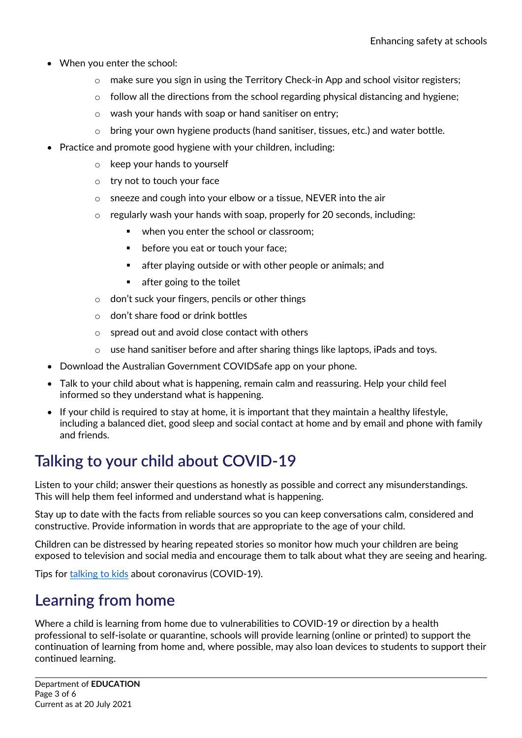- When you enter the school:
    - make sure you sign in using the Territory Check-in App and school visitor registers;
    - follow all the directions from the school regarding physical distancing and hygiene;
    - wash your hands with soap or hand sanitiser on entry;
    - bring your own hygiene products (hand sanitiser, tissues, etc.) and water bottle.
- Practice and promote good hygiene with your children, including:
    - keep your hands to yourself
    - try not to touch your face
    - sneeze and cough into your elbow or a tissue, NEVER into the air
    - regularly wash your hands with soap, properly for 20 seconds, including:
        - when you enter the school or classroom;
        - before you eat or touch your face;
        - after playing outside or with other people or animals; and
        - after going to the toilet
    - don't suck your fingers, pencils or other things
    - don't share food or drink bottles
    - spread out and avoid close contact with others
    - use hand sanitiser before and after sharing things like laptops, iPads and toys.
- Download the Australian Government COVIDSafe app on your phone.
- Talk to your child about what is happening, remain calm and reassuring. Help your child feel informed so they understand what is happening.
- If your child is required to stay at home, it is important that they maintain a healthy lifestyle, including a balanced diet, good sleep and social contact at home and by email and phone with family and friends.

## Talking to your child about COVID-19

Listen to your child; answer their questions as honestly as possible and correct any misunderstandings. This will help them feel informed and understand what is happening.

Stay up to date with the facts from reliable sources so you can keep conversations calm, considered and constructive. Provide information in words that are appropriate to the age of your child.

Children can be distressed by hearing repeated stories so monitor how much your children are being exposed to television and social media and encourage them to talk about what they are seeing and hearing.

Tips for talking to kids about coronavirus (COVID-19).

## Learning from home

Where a child is learning from home due to vulnerabilities to COVID-19 or direction by a health professional to self-isolate or quarantine, schools will provide learning (online or printed) to support the continuation of learning from home and, where possible, may also loan devices to students to support their continued learning.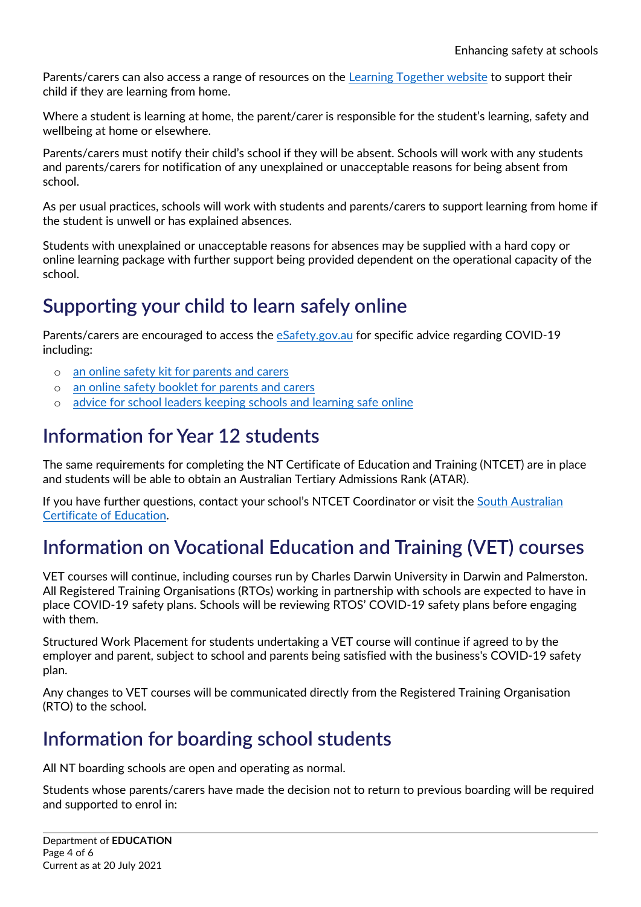Parents/carers can also access a range of resources on the [Learning Together website] to support their child if they are learning from home.

Where a student is learning at home, the parent/carer is responsible for the student's learning, safety and wellbeing at home or elsewhere.

Parents/carers must notify their child's school if they will be absent. Schools will work with any students and parents/carers for notification of any unexplained or unacceptable reasons for being absent from school.

As per usual practices, schools will work with students and parents/carers to support learning from home if the student is unwell or has explained absences.

Students with unexplained or unacceptable reasons for absences may be supplied with a hard copy or online learning package with further support being provided dependent on the operational capacity of the school.

## Supporting your child to learn safely online

Parents/carers are encouraged to access the eSafety.gov.au for specific advice regarding COVID-19 including:

- an online safety kit for parents and carers
- an online safety booklet for parents and carers
- advice for school leaders keeping schools and learning safe online

## Information for Year 12 students

The same requirements for completing the NT Certificate of Education and Training (NTCET) are in place and students will be able to obtain an Australian Tertiary Admissions Rank (ATAR).

If you have further questions, contact your school's NTCET Coordinator or visit the South Australian Certificate of Education.

## Information on Vocational Education and Training (VET) courses

VET courses will continue, including courses run by Charles Darwin University in Darwin and Palmerston. All Registered Training Organisations (RTOs) working in partnership with schools are expected to have in place COVID-19 safety plans. Schools will be reviewing RTOS' COVID-19 safety plans before engaging with them.

Structured Work Placement for students undertaking a VET course will continue if agreed to by the employer and parent, subject to school and parents being satisfied with the business's COVID-19 safety plan.

Any changes to VET courses will be communicated directly from the Registered Training Organisation (RTO) to the school.

## Information for boarding school students

All NT boarding schools are open and operating as normal.

Students whose parents/carers have made the decision not to return to previous boarding will be required and supported to enrol in: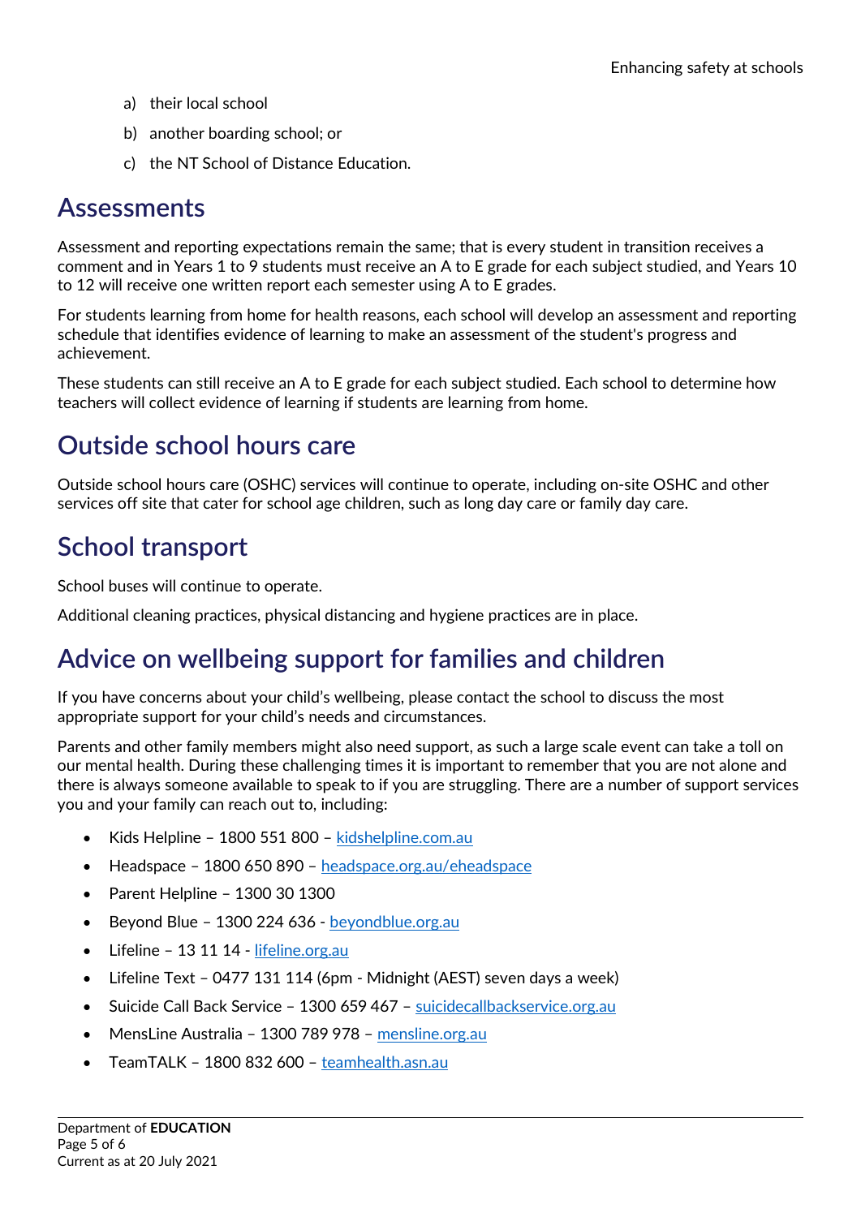a) their local school

b) another boarding school; or

c) the NT School of Distance Education.

## Assessments

Assessment and reporting expectations remain the same; that is every student in transition receives a comment and in Years 1 to 9 students must receive an A to E grade for each subject studied, and Years 10 to 12 will receive one written report each semester using A to E grades.

For students learning from home for health reasons, each school will develop an assessment and reporting schedule that identifies evidence of learning to make an assessment of the student's progress and achievement.

These students can still receive an A to E grade for each subject studied. Each school to determine how teachers will collect evidence of learning if students are learning from home.

## Outside school hours care

Outside school hours care (OSHC) services will continue to operate, including on-site OSHC and other services off site that cater for school age children, such as long day care or family day care.

## School transport

School buses will continue to operate.

Additional cleaning practices, physical distancing and hygiene practices are in place.

## Advice on wellbeing support for families and children

If you have concerns about your child's wellbeing, please contact the school to discuss the most appropriate support for your child's needs and circumstances.

Parents and other family members might also need support, as such a large scale event can take a toll on our mental health. During these challenging times it is important to remember that you are not alone and there is always someone available to speak to if you are struggling. There are a number of support services you and your family can reach out to, including:

- Kids Helpline – 1800 551 800 – kidshelpline.com.au
- Headspace – 1800 650 890 – headspace.org.au/eheadspace
- Parent Helpline – 1300 30 1300
- Beyond Blue – 1300 224 636 - beyondblue.org.au
- Lifeline – 13 11 14 - lifeline.org.au
- Lifeline Text – 0477 131 114 (6pm - Midnight (AEST) seven days a week)
- Suicide Call Back Service – 1300 659 467 – suicidecallbackservice.org.au
- MensLine Australia – 1300 789 978 – mensline.org.au
- TeamTALK – 1800 832 600 – teamhealth.asn.au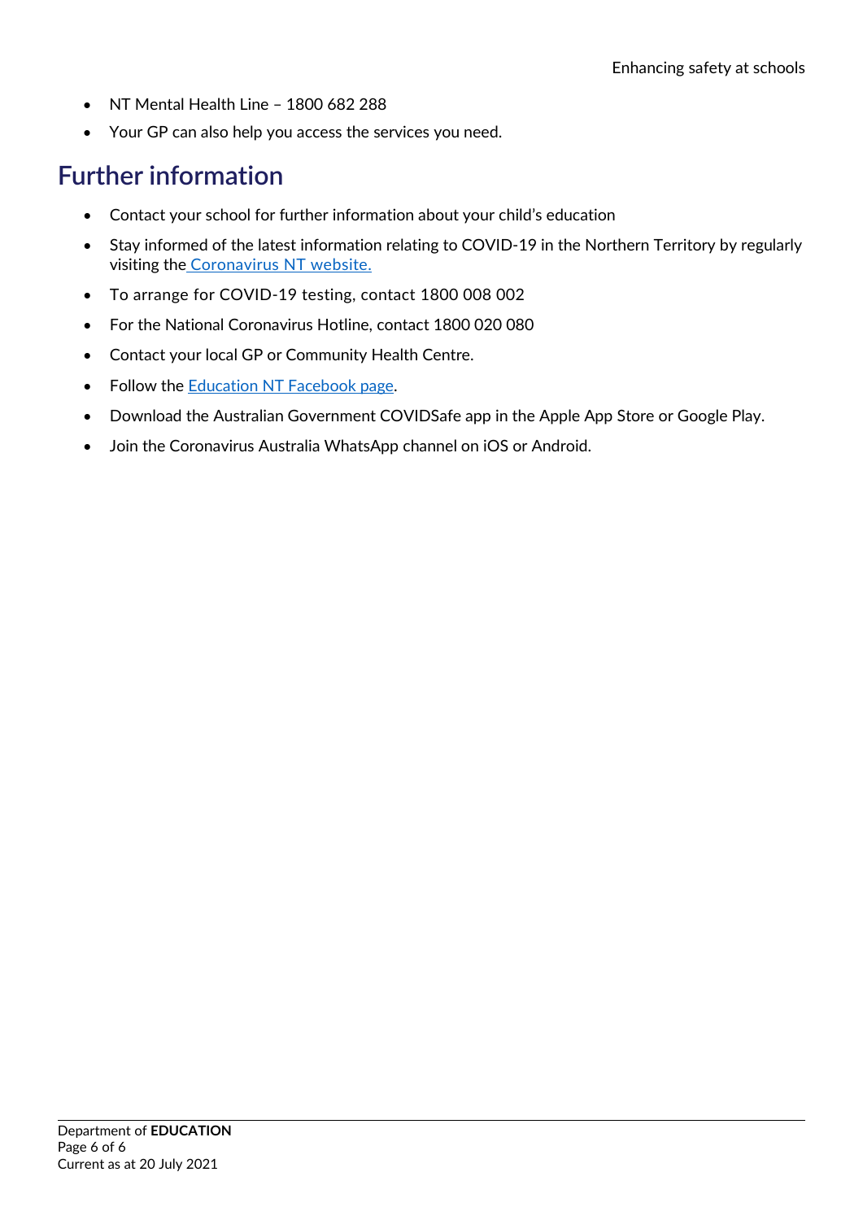- NT Mental Health Line – 1800 682 288
- Your GP can also help you access the services you need.

## Further information

- Contact your school for further information about your child's education
- Stay informed of the latest information relating to COVID-19 in the Northern Territory by regularly visiting the Coronavirus NT website.
- To arrange for COVID-19 testing, contact 1800 008 002
- For the National Coronavirus Hotline, contact 1800 020 080
- Contact your local GP or Community Health Centre.
- Follow the Education NT Facebook page.
- Download the Australian Government COVIDSafe app in the Apple App Store or Google Play.
- Join the Coronavirus Australia WhatsApp channel on iOS or Android.